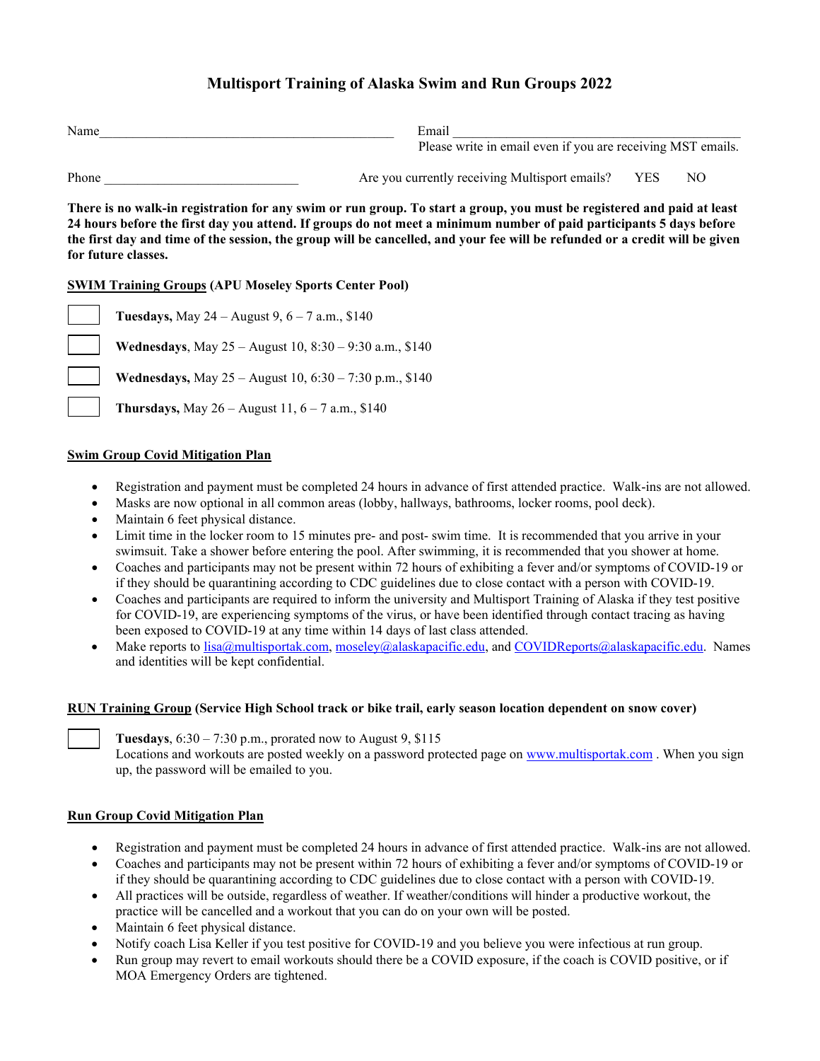# Multisport Training of Alaska Swim and Run Groups 2022

Name_____________________________________________ Email _____________________________________________

Please write in email even if you are receiving MST emails.

Phone _____________________________ Are you currently receiving Multisport emails? YES NO

**There is no walk-in registration for any swim or run group. To start a group, you must be registered and paid at least 24 hours before the first day you attend. If groups do not meet a minimum number of paid participants 5 days before the first day and time of the session, the group will be cancelled, and your fee will be refunded or a credit will be given for future classes.**

**SWIM Training Groups (APU Moseley Sports Center Pool)**

- [ ] **Tuesdays,** May 24 – August 9, 6 – 7 a.m., $140
- [ ] **Wednesdays**, May 25 – August 10, 8:30 – 9:30 a.m., $140
- [ ] **Wednesdays,** May 25 – August 10, 6:30 – 7:30 p.m., $140
- [ ] **Thursdays,** May 26 – August 11, 6 – 7 a.m., $140

**Swim Group Covid Mitigation Plan**

- Registration and payment must be completed 24 hours in advance of first attended practice. Walk-ins are not allowed.
- Masks are now optional in all common areas (lobby, hallways, bathrooms, locker rooms, pool deck).
- Maintain 6 feet physical distance.
- Limit time in the locker room to 15 minutes pre- and post- swim time. It is recommended that you arrive in your swimsuit. Take a shower before entering the pool. After swimming, it is recommended that you shower at home.
- Coaches and participants may not be present within 72 hours of exhibiting a fever and/or symptoms of COVID-19 or if they should be quarantining according to CDC guidelines due to close contact with a person with COVID-19.
- Coaches and participants are required to inform the university and Multisport Training of Alaska if they test positive for COVID-19, are experiencing symptoms of the virus, or have been identified through contact tracing as having been exposed to COVID-19 at any time within 14 days of last class attended.
- Make reports to lisa@multisportak.com, moseley@alaskapacific.edu, and COVIDReports@alaskapacific.edu. Names and identities will be kept confidential.

**RUN Training Group (Service High School track or bike trail, early season location dependent on snow cover)**

- [ ] **Tuesdays**, 6:30 – 7:30 p.m., prorated now to August 9, $115
  Locations and workouts are posted weekly on a password protected page on www.multisportak.com . When you sign up, the password will be emailed to you.

**Run Group Covid Mitigation Plan**

- Registration and payment must be completed 24 hours in advance of first attended practice. Walk-ins are not allowed.
- Coaches and participants may not be present within 72 hours of exhibiting a fever and/or symptoms of COVID-19 or if they should be quarantining according to CDC guidelines due to close contact with a person with COVID-19.
- All practices will be outside, regardless of weather. If weather/conditions will hinder a productive workout, the practice will be cancelled and a workout that you can do on your own will be posted.
- Maintain 6 feet physical distance.
- Notify coach Lisa Keller if you test positive for COVID-19 and you believe you were infectious at run group.
- Run group may revert to email workouts should there be a COVID exposure, if the coach is COVID positive, or if MOA Emergency Orders are tightened.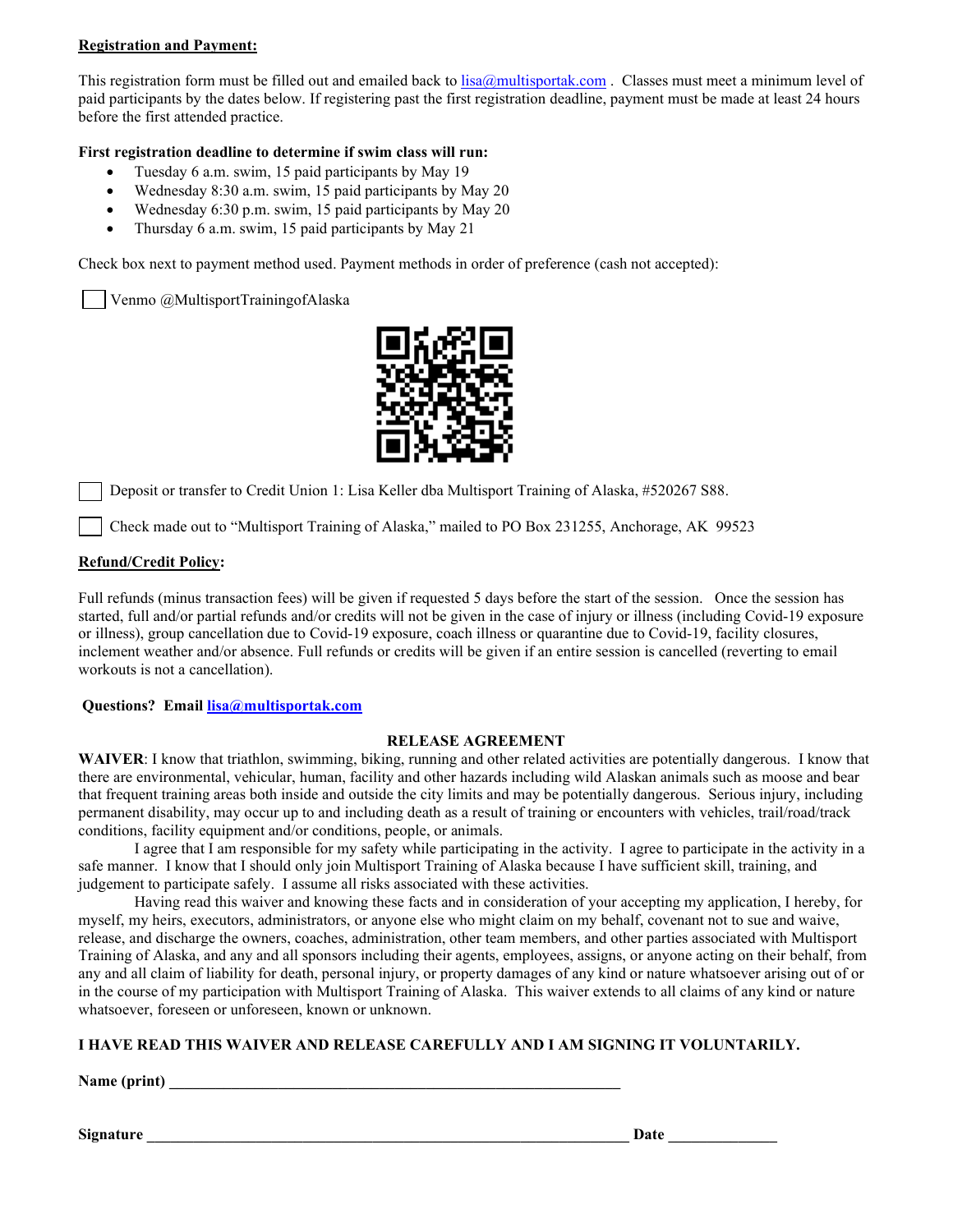**Registration and Payment:**

This registration form must be filled out and emailed back to lisa@multisportak.com . Classes must meet a minimum level of paid participants by the dates below. If registering past the first registration deadline, payment must be made at least 24 hours before the first attended practice.

**First registration deadline to determine if swim class will run:**

- Tuesday 6 a.m. swim, 15 paid participants by May 19
- Wednesday 8:30 a.m. swim, 15 paid participants by May 20
- Wednesday 6:30 p.m. swim, 15 paid participants by May 20
- Thursday 6 a.m. swim, 15 paid participants by May 21

Check box next to payment method used. Payment methods in order of preference (cash not accepted):

☐ Venmo @MultisportTrainingofAlaska

☐ Deposit or transfer to Credit Union 1: Lisa Keller dba Multisport Training of Alaska, #520267 S88.

☐ Check made out to "Multisport Training of Alaska," mailed to PO Box 231255, Anchorage, AK 99523

**Refund/Credit Policy:**

Full refunds (minus transaction fees) will be given if requested 5 days before the start of the session. Once the session has started, full and/or partial refunds and/or credits will not be given in the case of injury or illness (including Covid-19 exposure or illness), group cancellation due to Covid-19 exposure, coach illness or quarantine due to Covid-19, facility closures, inclement weather and/or absence. Full refunds or credits will be given if an entire session is cancelled (reverting to email workouts is not a cancellation).

**Questions? Email lisa@multisportak.com**

**RELEASE AGREEMENT**

**WAIVER**: I know that triathlon, swimming, biking, running and other related activities are potentially dangerous. I know that there are environmental, vehicular, human, facility and other hazards including wild Alaskan animals such as moose and bear that frequent training areas both inside and outside the city limits and may be potentially dangerous. Serious injury, including permanent disability, may occur up to and including death as a result of training or encounters with vehicles, trail/road/track conditions, facility equipment and/or conditions, people, or animals.

I agree that I am responsible for my safety while participating in the activity. I agree to participate in the activity in a safe manner. I know that I should only join Multisport Training of Alaska because I have sufficient skill, training, and judgement to participate safely. I assume all risks associated with these activities.

Having read this waiver and knowing these facts and in consideration of your accepting my application, I hereby, for myself, my heirs, executors, administrators, or anyone else who might claim on my behalf, covenant not to sue and waive, release, and discharge the owners, coaches, administration, other team members, and other parties associated with Multisport Training of Alaska, and any and all sponsors including their agents, employees, assigns, or anyone acting on their behalf, from any and all claim of liability for death, personal injury, or property damages of any kind or nature whatsoever arising out of or in the course of my participation with Multisport Training of Alaska. This waiver extends to all claims of any kind or nature whatsoever, foreseen or unforeseen, known or unknown.

**I HAVE READ THIS WAIVER AND RELEASE CAREFULLY AND I AM SIGNING IT VOLUNTARILY.**

**Name (print)** ____________________________________________________________

**Signature** ________________________________________________________________ **Date** ______________